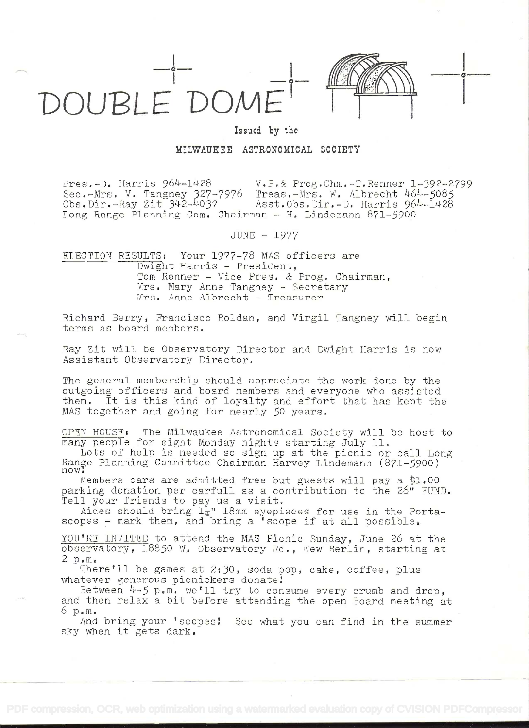# DOUBLE DOME

Issued by the

MILWAUKEE ASTRONOMICAL SOCIETY

Pres.-D. Harris 964-1428 V.P.& Prog.Chm.-T.Renner 1-392-2799
Sec.-Mrs. V. Tangney 327-7976 Treas.-Mrs. W. Albrecht 464-5085
Obs.Dir.-Ray Zit 342-4037 Asst.Obs.Dir.-D. Harris 964-1428
Long Range Planning Com. Chairman - H. Lindemann 871-5900

JUNE - 1977

ELECTION RESULTS: Your 1977-78 MAS officers are
Dwight Harris - President,
Tom Renner - Vice Pres. & Prog. Chairman,
Mrs. Mary Anne Tangney - Secretary
Mrs. Anne Albrecht - Treasurer

Richard Berry, Francisco Roldan, and Virgil Tangney will begin terms as board members.

Ray Zit will be Observatory Director and Dwight Harris is now Assistant Observatory Director.

The general membership should appreciate the work done by the outgoing officers and board members and everyone who assisted them. It is this kind of loyalty and effort that has kept the MAS together and going for nearly 50 years.

OPEN HOUSE: The Milwaukee Astronomical Society will be host to many people for eight Monday nights starting July 11.

Lots of help is needed so sign up at the picnic or call Long Range Planning Committee Chairman Harvey Lindemann (871-5900) now!

Members cars are admitted free but guests will pay a $1.00 parking donation per carfull as a contribution to the 26" FUND. Tell your friends to pay us a visit.

Aides should bring 1¼" 18mm eyepieces for use in the Portascopes - mark them, and bring a 'scope if at all possible.

YOU'RE INVITED to attend the MAS Picnic Sunday, June 26 at the observatory, 18850 W. Observatory Rd., New Berlin, starting at 2 p.m.

There'll be games at 2:30, soda pop, cake, coffee, plus whatever generous picnickers donate!

Between 4-5 p.m. we'll try to consume every crumb and drop, and then relax a bit before attending the open Board meeting at 6 p.m.

And bring your 'scopes! See what you can find in the summer sky when it gets dark.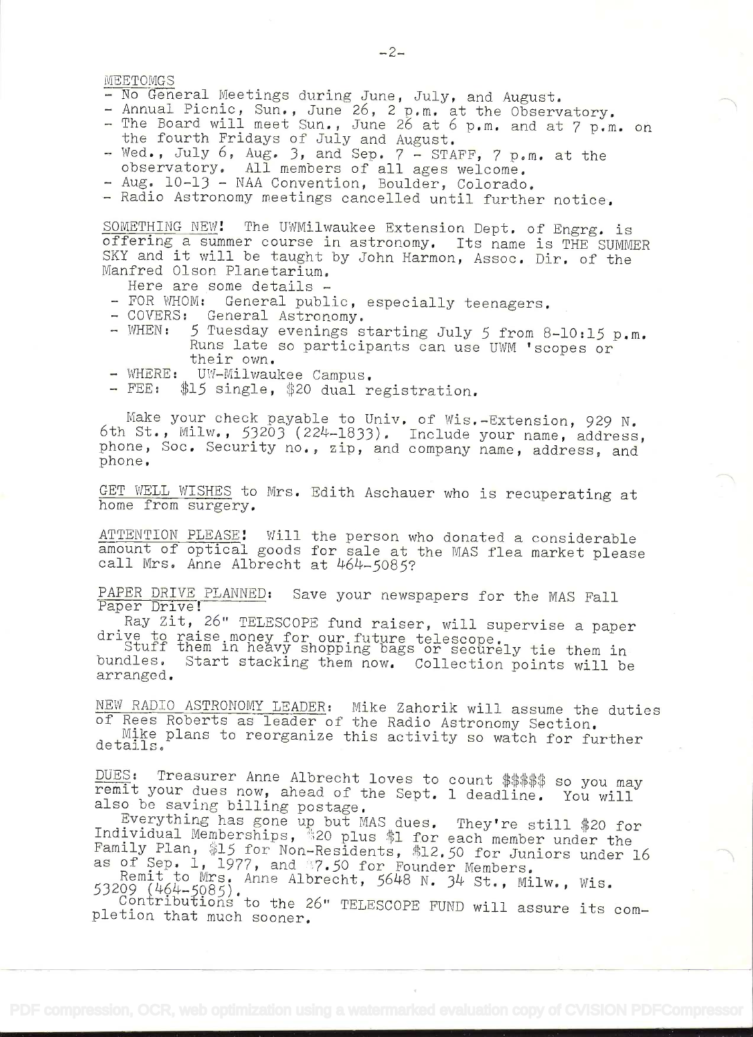MEETOMGS

- No General Meetings during June, July, and August.
- Annual Picnic, Sun., June 26, 2 p.m. at the Observatory.
- The Board will meet Sun., June 26 at 6 p.m. and at 7 p.m. on the fourth Fridays of July and August.
- Wed., July 6, Aug. 3, and Sep. 7 - STAFF, 7 p.m. at the observatory. All members of all ages welcome.
- Aug. 10-13 - NAA Convention, Boulder, Colorado.
- Radio Astronomy meetings cancelled until further notice.

SOMETHING NEW! The UWMilwaukee Extension Dept. of Engrg. is offering a summer course in astronomy. Its name is THE SUMMER SKY and it will be taught by John Harmon, Assoc. Dir. of the Manfred Olson Planetarium.

Here are some details -

- FOR WHOM: General public, especially teenagers.
- COVERS: General Astronomy.
- WHEN: 5 Tuesday evenings starting July 5 from 8-10:15 p.m. Runs late so participants can use UWM 'scopes or their own.
- WHERE: UW-Milwaukee Campus.
- FEE: $15 single, $20 dual registration.

Make your check payable to Univ. of Wis.-Extension, 929 N. 6th St., Milw., 53203 (224-1833). Include your name, address, phone, Soc. Security no., zip, and company name, address, and phone.

GET WELL WISHES to Mrs. Edith Aschauer who is recuperating at home from surgery.

ATTENTION PLEASE! Will the person who donated a considerable amount of optical goods for sale at the MAS flea market please call Mrs. Anne Albrecht at 464-5085?

PAPER DRIVE PLANNED: Save your newspapers for the MAS Fall Paper Drive!

Ray Zit, 26" TELESCOPE fund raiser, will supervise a paper drive to raise money for our future telescope.

Stuff them in heavy shopping bags or securely tie them in bundles. Start stacking them now. Collection points will be arranged.

NEW RADIO ASTRONOMY LEADER: Mike Zahorik will assume the duties of Rees Roberts as leader of the Radio Astronomy Section.

Mike plans to reorganize this activity so watch for further details.

DUES: Treasurer Anne Albrecht loves to count $$$$$ so you may remit your dues now, ahead of the Sept. 1 deadline. You will also be saving billing postage.

Everything has gone up but MAS dues. They're still $20 for Individual Memberships, $20 plus $1 for each member under the Family Plan, $15 for Non-Residents, $12.50 for Juniors under 16 as of Sep. 1, 1977, and $7.50 for Founder Members.

Remit to Mrs. Anne Albrecht, 5648 N. 34 St., Milw., Wis. 53209 (464-5085).

Contributions to the 26" TELESCOPE FUND will assure its completion that much sooner.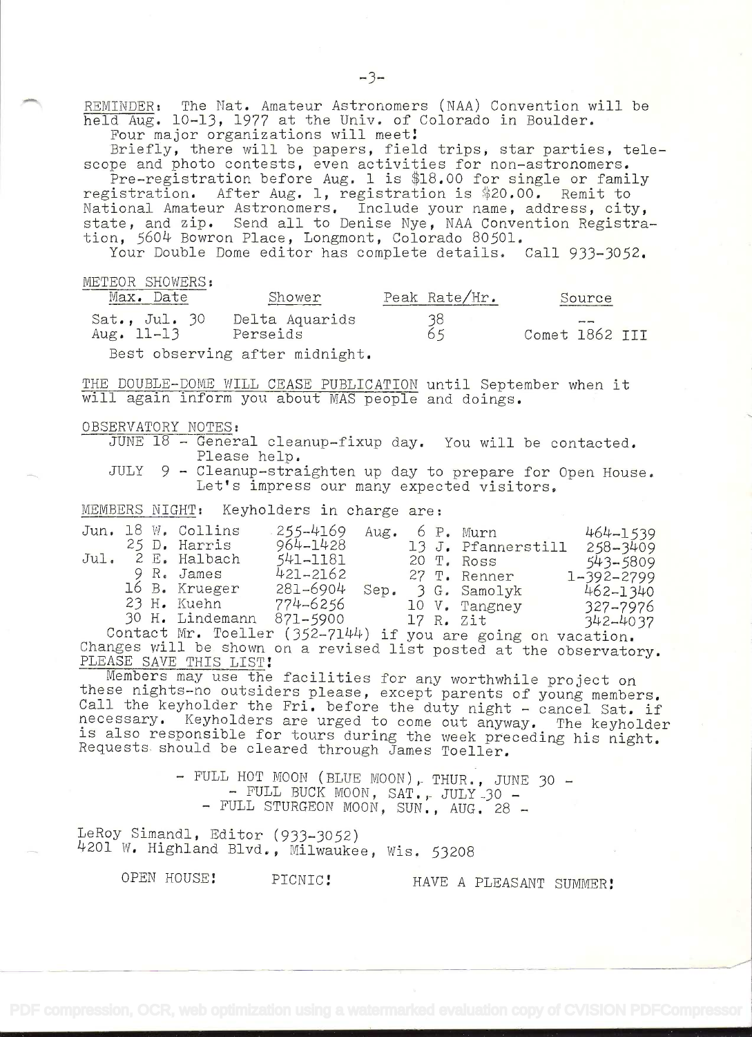REMINDER: The Nat. Amateur Astronomers (NAA) Convention will be held Aug. 10-13, 1977 at the Univ. of Colorado in Boulder.

Four major organizations will meet!

Briefly, there will be papers, field trips, star parties, telescope and photo contests, even activities for non-astronomers.

Pre-registration before Aug. 1 is $18.00 for single or family registration. After Aug. 1, registration is $20.00. Remit to National Amateur Astronomers. Include your name, address, city, state, and zip. Send all to Denise Nye, NAA Convention Registration, 5604 Bowron Place, Longmont, Colorado 80501.

Your Double Dome editor has complete details. Call 933-3052.

METEOR SHOWERS:

| Max. Date | Shower | Peak Rate/Hr. | Source |
|---|---|---|---|
| Sat., Jul. 30 | Delta Aquarids | 38 | -- |
| Aug. 11-13 | Perseids | 65 | Comet 1862 III |

Best observing after midnight.

THE DOUBLE-DOME WILL CEASE PUBLICATION until September when it will again inform you about MAS people and doings.

OBSERVATORY NOTES:

JUNE 18 - General cleanup-fixup day. You will be contacted. Please help.

JULY 9 - Cleanup-straighten up day to prepare for Open House. Let's impress our many expected visitors.

MEMBERS NIGHT: Keyholders in charge are:

| | | | | | | | |
|---|---|---|---|---|---|---|---|
| Jun. | 18 W. Collins | 255-4169 | | Aug. | 6 P. Murn | 464-1539 |
| | 25 D. Harris | 964-1428 | | | 13 J. Pfannerstill | 258-3409 |
| Jul. | 2 E. Halbach | 541-1181 | | | 20 T. Ross | 543-5809 |
| | 9 R. James | 421-2162 | | | 27 T. Renner | 1-392-2799 |
| | 16 B. Krueger | 281-6904 | | Sep. | 3 G. Samolyk | 462-1340 |
| | 23 H. Kuehn | 774-6256 | | | 10 V. Tangney | 327-7976 |
| | 30 H. Lindemann | 871-5900 | | | 17 R. Zit | 342-4037 |

Contact Mr. Toeller (352-7144) if you are going on vacation. Changes will be shown on a revised list posted at the observatory. PLEASE SAVE THIS LIST!

Members may use the facilities for any worthwhile project on these nights-no outsiders please, except parents of young members. Call the keyholder the Fri. before the duty night - cancel Sat. if necessary. Keyholders are urged to come out anyway. The keyholder is also responsible for tours during the week preceding his night. Requests should be cleared through James Toeller.

- FULL HOT MOON (BLUE MOON), THUR., JUNE 30 -
- FULL BUCK MOON, SAT., JULY 30 -
- FULL STURGEON MOON, SUN., AUG. 28 -

LeRoy Simandl, Editor (933-3052)
4201 W. Highland Blvd., Milwaukee, Wis. 53208

OPEN HOUSE! PICNIC! HAVE A PLEASANT SUMMER!